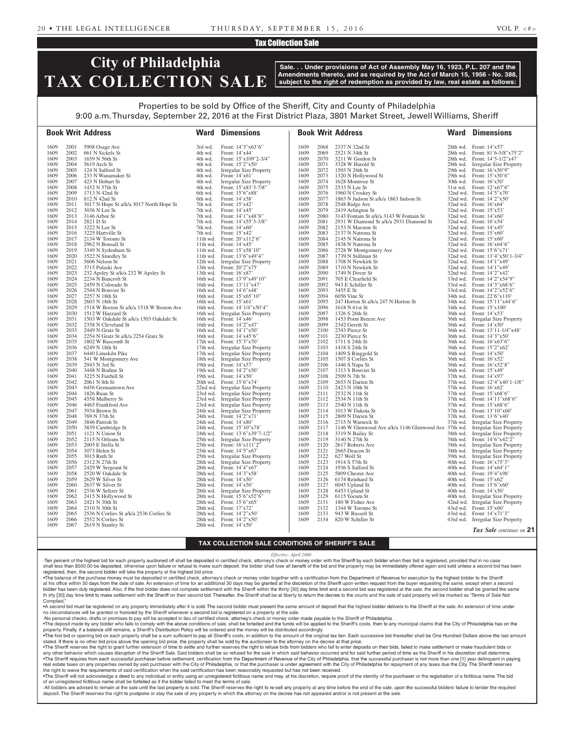Tax Collection Sale

# City of Philadelphia TAX COLLECTION SALE

**Sale. . . Under provisions of Act of Assembly May 16, 1923, P.L. 207 and the Amendments thereto, and as required by the Act of March 15, 1956 - No. 388, subject to the right of redemption as provided by law, real estate as follows:**

Properties to be sold by Office of the Sheriff, City and County of Philadelphia
9:00 a.m. Thursday, September 22, 2016 at the First District Plaza, 3801 Market Street, Jewell Williams, Sheriff

| Book | Writ | Address | Ward | Dimensions |
|---|---|---|---|---|
| 1609 | 2001 | 5908 Osage Ave | 3rd wd. | Front: 14'3"x63'6" |
| 1609 | 2002 | 661 N Sickels St | 4th wd. | Front: 14'x44' |
| 1609 | 2003 | 1659 N 56th St | 4th wd. | Front: 15'x109'2-3/4" |
| 1609 | 2004 | 5619 Arch St | 4th wd. | Front: 15'2"x50' |
| 1609 | 2005 | 124 N Salford St | 4th wd. | Irregular Size Property |
| 1609 | 2006 | 233 N Wanamaker St | 4th wd. | Front: 14'x61' |
| 1609 | 2007 | 423 N Hobart St | 4th wd. | Irregular Size Property |
| 1609 | 2008 | 1452 N 57th St | 4th wd. | Front: 15'x83'3-7/8" |
| 1609 | 2009 | 1713 N 42nd St | 6th wd. | Front: 15'6"x88' |
| 1609 | 2010 | 812 N 42nd St | 6th wd. | Front: 14'x58' |
| 1609 | 2011 | 3017 N Hope St a/k/a 3017 North Hope St | 7th wd. | Front: 15'x42' |
| 1609 | 2012 | 3036 N Lee St | 7th wd. | Front: 14'x45' |
| 1609 | 2013 | 3146 Arbor St | 7th wd. | Front: 14'1"x48'8" |
| 1609 | 2014 | 2821 D St | 7th wd. | Front: 14'x55'3-3/8" |
| 1609 | 2015 | 3222 N Lee St | 7th wd. | Front: 14'x60' |
| 1609 | 2016 | 3225 Hartville St | 7th wd. | Front: 15'x42' |
| 1609 | 2017 | 2134 W Toronto St | 11th wd. | Front: 20'x112'6" |
| 1609 | 2018 | 2962 N Bonsall St | 11th wd. | Front: 14'x45' |
| 1609 | 2019 | 3349 N Sydenham St | 11th wd. | Front: 15'x58'10" |
| 1609 | 2020 | 3522 N Smedley St | 11th wd. | Front: 13'6"x49'4" |
| 1609 | 2021 | 5606 Nelson St | 12th wd. | Irregular Size Property |
| 1609 | 2022 | 3715 Pulaski Ave | 13th wd. | Front: 20'2"x75' |
| 1609 | 2023 | 232 Apsley St a/k/a 232 W Apsley St | 13th wd. | Front: 16'x87' |
| 1609 | 2024 | 2234 N Bancroft St | 16th wd. | Front: 13'9"x49'10" |
| 1609 | 2025 | 2459 N Colorado St | 16th wd. | Front: 13'11"x47' |
| 1609 | 2026 | 2544 N Bouvier St | 16th wd. | Front: 14'6"x48' |
| 1609 | 2027 | 2257 N 18th St | 16th wd. | Front: 15'x65'10" |
| 1609 | 2028 | 2603 N 18th St | 16th wd. | Front: 15'x61' |
| 1609 | 2029 | 1518 W Boston St a/k/a 1518 W Boston Ave | 16th wd. | Front: 14'1/4"x50'4" |
| 1609 | 2030 | 1512 W Hazzard St | 16th wd. | Irregular Size Property |
| 1609 | 2031 | 1503 W Oakdale St a/k/a 1503 Oakdale St | 16th wd. | Front: 14'x46' |
| 1609 | 2032 | 2358 N Cleveland St | 16th wd. | Front: 14'2"x47' |
| 1609 | 2033 | 2449 N Gratz St | 16th wd. | Front: 14'1"x50' |
| 1609 | 2034 | 2254 N Gratz St a/k/a 2254 Gratz St | 16th wd. | Front: 14'x45'6" |
| 1609 | 2035 | 1802 W Ruscomb St | 17th wd. | Front: 15'3"x70' |
| 1609 | 2036 | 6249 N 18th St | 17th wd. | Irregular Size Property |
| 1609 | 2037 | 6440 Limekiln Pike | 17th wd. | Irregular Size Property |
| 1609 | 2038 | 541 W Montgomery Ave | 18th wd. | Irregular Size Property |
| 1609 | 2039 | 2943 N 3rd St | 19th wd. | Front: 14'x57' |
| 1609 | 2040 | 3448 N Bodine St | 19th wd. | Front: 14'2"x50' |
| 1609 | 2041 | 3225 N Fairhill St | 19th wd. | Front: 14'x50' |
| 1609 | 2042 | 2061 N 8th St | 20th wd. | Front: 15'6"x74' |
| 1609 | 2043 | 6456 Germantown Ave | 22nd wd. | Irregular Size Property |
| 1609 | 2044 | 1826 Ruan St | 23rd wd. | Irregular Size Property |
| 1609 | 2045 | 4558 Mulberry St | 23rd wd. | Irregular Size Property |
| 1609 | 2046 | 4465 Frankford Ave | 23rd wd. | Irregular Size Property |
| 1609 | 2047 | 3934 Brown St | 24th wd. | Irregular Size Property |
| 1609 | 2048 | 769 N 37th St | 24th wd. | Front: 14'2"x71' |
| 1609 | 2049 | 3846 Parrish St | 24th wd. | Front: 14'x80' |
| 1609 | 2050 | 3839 Cambridge St | 24th wd. | Front: 15'10"x78' |
| 1609 | 2051 | 1121 N Union St | 24th wd. | Front: 13'6"x39'7-1/2" |
| 1609 | 2052 | 2115 N Orleans St | 25th wd. | Irregular Size Property |
| 1609 | 2053 | 2005 E Stella St | 25th wd. | Front: 16'x111'2" |
| 1609 | 2054 | 3073 Helen St | 25th wd. | Front: 14'5"x67' |
| 1609 | 2055 | 3015 Ruth St | 25th wd. | Irregular Size Property |
| 1609 | 2056 | 2312 N 27th St | 28th wd. | Irregular Size Property |
| 1609 | 2057 | 2429 W Sergeant St | 28th wd. | Front: 14'4"x67' |
| 1609 | 2058 | 2520 W Oakdale St | 28th wd. | Front: 14'3"x58' |
| 1609 | 2059 | 2629 W Silver St | 28th wd. | Front: 14'x50' |
| 1609 | 2060 | 2637 W Silver St | 28th wd. | Front: 14'x50' |
| 1609 | 2061 | 2536 W Seltzer St | 28th wd. | Irregular Size Property |
| 1609 | 2062 | 2415 N Hollywood St | 28th wd. | Front: 15'6"x52'6" |
| 1609 | 2063 | 2421 N 30th St | 28th wd. | Front: 15'6"x65' |
| 1609 | 2064 | 2310 N 30th St | 28th wd. | Front: 17'x72' |
| 1609 | 2065 | 2536 N Corlies St a/k/a 2536 Corlies St | 28th wd. | Front: 14'2"x50' |
| 1609 | 2066 | 2552 N Corlies St | 28th wd. | Front: 14'2"x50' |
| 1609 | 2067 | 2619 N Stanley St | 28th wd. | Front: 14'x50' |
| 1609 | 2068 | 2337 N 32nd St | 28th wd. | Front: 14'x57' |
| 1609 | 2069 | 2521 N 34th St | 28th wd. | Front: 81'6-5/8"x75'2" |
| 1609 | 2070 | 3211 W Gordon St | 28th wd. | Front: 14'5-1/2"x47' |
| 1609 | 2071 | 3328 W Harold St | 28th wd. | Irregular Size Property |
| 1609 | 2072 | 1503 N 26th St | 29th wd. | Front: 16'x50'9" |
| 1609 | 2073 | 1320 N Hollywood St | 29th wd. | Front: 15'x50'6" |
| 1609 | 2074 | 1628 Montrose St | 30th wd. | Front: 16'x50' |
| 1609 | 2075 | 2533 N Lee St | 31st wd. | Front: 12'x67'6" |
| 1609 | 2076 | 1960 N Croskey St | 32nd wd. | Front: 14'5"x70' |
| 1609 | 2077 | 1863 N Judson St a/k/a 1863 Judson St | 32nd wd. | Front: 14'2"x50' |
| 1609 | 2078 | 2548 Ridge Ave | 32nd wd. | Front: 16'x64' |
| 1609 | 2079 | 2419 Arlington St | 32nd wd. | Front: 15'x53' |
| 1609 | 2080 | 3143 Fontain St a/k/a 3143 W Fontain St | 32nd wd. | Front: 14'x60' |
| 1609 | 2081 | 2931 W Diamond St a/k/a 2931 Diamond St | 32nd wd. | Front: 16'x54' |
| 1609 | 2082 | 2153 N Marston St | 32nd wd. | Front: 14'x45' |
| 1609 | 2083 | 2137 N Natrona St | 32nd wd. | Front: 15'x60' |
| 1609 | 2084 | 2145 N Natrona St | 32nd wd. | Front: 15'x60' |
| 1609 | 2085 | 1838 N Natrona St | 32nd wd. | Front: 16'x64'6" |
| 1609 | 2086 | 2728 W Montgomery Ave | 32nd wd. | Front: 15'6"x71' |
| 1609 | 2087 | 1739 N Stillman St | 32nd wd. | Front: 13'4"x50'1-3/4" |
| 1609 | 2088 | 1708 N Newkirk St | 32nd wd. | Front: 14'1"x49' |
| 1609 | 2089 | 1710 N Newkirk St | 32nd wd. | Front: 14'1"x49' |
| 1609 | 2090 | 1749 N Dover St | 32nd wd. | Front: 14'2"x42' |
| 1609 | 2091 | 705 E Clearfield St | 33rd wd. | Front: 14'2"x54'9" |
| 1609 | 2092 | 943 E Schiller St | 33rd wd. | Front: 14'3"x68'6" |
| 1609 | 2093 | 3455 E St | 33rd wd. | Front: 14'2"x52'6" |
| 1609 | 2094 | 6056 Vine St | 34th wd. | Front: 22'6"x110' |
| 1609 | 2095 | 247 Horton St a/k/a 247 N Horton St | 34th wd. | Front: 15'11"x44'6" |
| 1609 | 2096 | 1618 N 61st St | 34th wd. | Front: 15'x100' |
| 1609 | 2097 | 1326 S 26th St | 36th wd. | Front: 14'x53' |
| 1609 | 2098 | 1453 Point Breeze Ave | 36th wd. | Irregular Size Property |
| 1609 | 2099 | 2342 Gerritt St | 36th wd. | Front: 14'x50' |
| 1609 | 2100 | 2343 Pierce St | 36th wd. | Front: 13'11-1/4"x48' |
| 1609 | 2101 | 2230 Pierce St | 36th wd. | Front: 14'3"x50' |
| 1609 | 2102 | 1711 S 24th St | 36th wd. | Front: 16'x63'6" |
| 1609 | 2103 | 1418 S 24th St | 36th wd. | Front: 15'2"x62' |
| 1609 | 2104 | 1409 S Ringgold St | 36th wd. | Front: 14'x50' |
| 1609 | 2105 | 1507 S Corlies St | 36th wd. | Front: 16'x52' |
| 1609 | 2106 | 1446 S Napa St | 36th wd. | Front: 16'x52'8" |
| 1609 | 2107 | 1313 S Bouvier St | 36th wd. | Front: 15'x49' |
| 1609 | 2108 | 2509 N 7th St | 37th wd. | Front: 14'x97' |
| 1609 | 2109 | 2653 N Darien St | 37th wd. | Front: 12'4"x40'1-1/8" |
| 1609 | 2110 | 2423 N 10th St | 37th wd. | Front: 16'x62' |
| 1609 | 2111 | 2532 N 11th St | 37th wd. | Front: 15'x68'6" |
| 1609 | 2112 | 2534 N 11th St | 37th wd. | Front: 14'11"x68'6" |
| 1609 | 2113 | 2540 N 11th St | 37th wd. | Front: 15'x68'6" |
| 1609 | 2114 | 1013 W Dakota St | 37th wd. | Front: 13'10"x60' |
| 1609 | 2115 | 2809 N Darien St | 37th wd. | Front: 13'6"x40' |
| 1609 | 2116 | 2715 N Warnock St | 37th wd. | Irregular Size Property |
| 1609 | 2117 | 1146 W Glenwood Ave a/k/a 1146 Glenwood Ave | 37th wd. | Irregular Size Property |
| 1609 | 2118 | 3319 N Bailey St | 38th wd. | Irregular Size Property |
| 1609 | 2119 | 3140 N 27th St | 38th wd. | Front: 14'6"x42'2" |
| 1609 | 2120 | 2617 Roberts Ave | 38th wd. | Irregular Size Property |
| 1609 | 2121 | 2665 Deacon St | 38th wd. | Irregular Size Property |
| 1609 | 2122 | 627 Wolf St | 39th wd. | Irregular Size Property |
| 1609 | 2123 | 1914 S 57th St | 40th wd. | Front: 16'x75'3" |
| 1609 | 2124 | 1936 S Salford St | 40th wd. | Front: 14'x64'1" |
| 1609 | 2125 | 5809 Chester Ave | 40th wd. | Front: 19'4"x98' |
| 1609 | 2126 | 6174 Reinhard St | 40th wd. | Front: 15'x62' |
| 1609 | 2127 | 6045 Upland St | 40th wd. | Front: 15'6"x60' |
| 1609 | 2128 | 6453 Upland St | 40th wd. | Front: 14'x50' |
| 1609 | 2129 | 6115 Yocum St | 40th wd. | Irregular Size Property |
| 1609 | 2131 | 180 W Fisher Ave | 42nd wd. | Irregular Size Property |
| 1609 | 2132 | 1344 W Toronto St | 43rd wd. | Front: 15'x60' |
| 1609 | 2133 | 943 W Russell St | 43rd wd. | Front: 14'x71'3" |
| 1609 | 2134 | 820 W Schiller St | 43rd wd. | Irregular Size Property |

*Tax Sale continues on* **21**

## TAX COLLECTION SALE CONDITIONS OF SHERIFF'S SALE

*Effective: April 2000*

·Ten percent of the highest bid for each property auctioned off shall be deposited in certified check, attorney's check or money order with the Sheriff by each bidder when their bid is registered, provided that in no case shall less than $500.00 be deposited, otherwise upon failure or refusal to make such deposit, the bidder shall lose all benefit of the bid and the property may be immediately offered again and sold unless a second bid has been registered, then, the second bidder will take the property at the highest bid price.

•The balance of the purchase money must be deposited in certified check, attorney's check or money order together with a certification from the Department of Revenue for execution by the highest bidder to the Sheriff at his office within 30 days from the date of sale. An extension of time for an additional 30 days may be granted at the discretion of the Sheriff upon written request from the buyer requesting the same, except when a second bidder has been duly registered. Also, if the first bidder does not complete settlement with the Sheriff within the thirty [30] day time limit and a second bid was registered at the sale, the second bidder shall be granted the same th irty [30] day time limit to make settlement with the Sheriff on their second bid. Thereafter, the Sheriff shall be at liberty to return the decree to the courts and the sale of said property will be marked as "Terms of Sale Not Complied."

•A second bid must be registered on any property immediately after it is sold. The second bidder must present the same amount of deposit that the highest bidder delivers to the Sheriff at the sale. An extension of time under no circumstances will be granted or honored by the Sheriff whenever a second bid is registered on a property at the sale.

·No personal checks, drafts or promises to pay will be accepted in lieu of certified check, attorney's check or money order made payable to the Sheriff of Philadelphia .

•The deposit made by any bidder who fails to comply with the above conditions of sale, shall be forteited and the funds will be applied to the Sheriff's costs, then to any municipal claims that the City of Philadelphia has on the property. Finally, if a balance still remains, a Sheriff's Distribution Policy will be ordered and the money will be distributed accordingly.

•The first bid or opening bid on each property shall be a sum sufficient to pay all Sheriff's costs, in addition to the amount of the original tax lien. Each successive bid thereafter shall be One Hundred Dollars above the last amount stated. If there is no other bid price above the opening bid price, the property shall be sold by the auctioneer to the attorney on the decree at that price.

•The Sheriff reserves the right to grant further extension of time to settle and further reserves the right to refuse bids from bidders who fail to enter deposits on their bids, failed to make settlement or make fraudulent bids or any other behavior which causes disruption of the Sheriff Sale. Said bidders shall be so refused for the sale in which said behavior occurred and for said further period of time as the Sheriff in his discretion shall determine.

•The Sheriff requires from each successful purchaser before settlement, certification from the Department of Revenue of the City of Philadelphia, that the successful purchaser is not more than one [1] year delinquent in paying real estate taxes on any properties owned by said purchaser with the City of Philadelphia, or that the purchaser is under agreement with the City of Philadelphia for repayment of any taxes due the City. The Sheriff reserves the right to waive the requirements of said certification when the said certification has been reasonably requested but has not been received.

•The Sheriff will not acknowledge a deed to any individual or entity using an unregistered fictitious name and may, at his discretion, require proof of the identity of the purchaser or the registration of a fictitious name. The bid of an unregistered fictitious name shall be forfeited as if the bidder failed to meet the terms of sale.

·All bidders are advised to remain at the sale until the last property is sold. The Sheriff reserves the right to re-sell any property at any time before the end of the sale, upon the successful bidders' failure to tender the required deposit. The Sheriff reserves the right to postpone or stay the sale of any property in which the attorney on the decree has not appeared and/or is not present at the sale.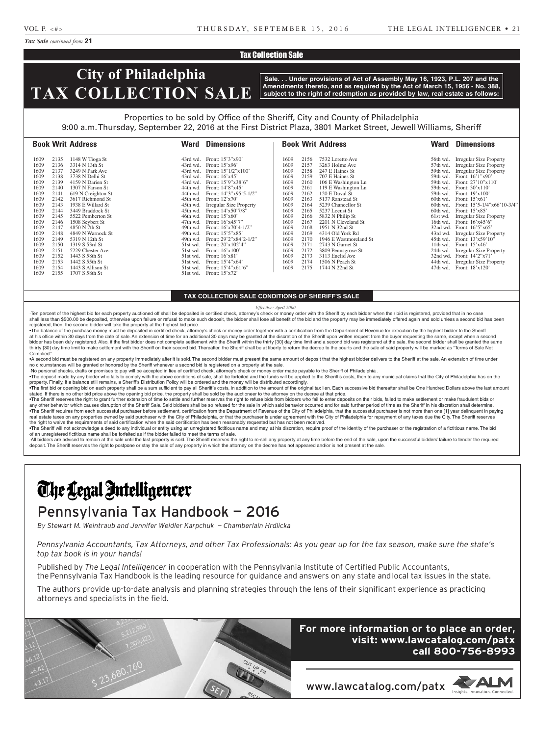*Tax Sale continued from* **21**

## Tax Collection Sale

# City of Philadelphia TAX COLLECTION SALE

**Sale. . . Under provisions of Act of Assembly May 16, 1923, P.L. 207 and the Amendments thereto, and as required by the Act of March 15, 1956 - No. 388, subject to the right of redemption as provided by law, real estate as follows:**

Properties to be sold by Office of the Sheriff, City and County of Philadelphia
9:00 a.m. Thursday, September 22, 2016 at the First District Plaza, 3801 Market Street, Jewell Williams, Sheriff

| Book | Writ | Address | Ward | Dimensions |
|---|---|---|---|---|
| 1609 | 2135 | 1148 W Tioga St | 43rd wd. | Front: 15'3"x90' |
| 1609 | 2136 | 3314 N 13th St | 43rd wd. | Front: 15'x96' |
| 1609 | 2137 | 3249 N Park Ave | 43rd wd. | Front: 15'1/2"x100' |
| 1609 | 2138 | 3738 N Delhi St | 43rd wd. | Front: 16'x45' |
| 1609 | 2139 | 4159 N Darien St | 43rd wd. | Front: 15'9"x38'6" |
| 1609 | 2140 | 1307 N Farson St | 44th wd. | Front: 14'8"x45' |
| 1609 | 2141 | 619 N Creighton St | 44th wd. | Front: 14'3"x95'5-1/2" |
| 1609 | 2142 | 3617 Richmond St | 45th wd. | Front: 12'x70' |
| 1609 | 2143 | 1938 E Willard St | 45th wd. | Irregular Size Property |
| 1609 | 2144 | 3449 Braddock St | 45th wd. | Front: 14'x50'7/8" |
| 1609 | 2145 | 5522 Pemberton St | 46th wd. | Front: 15'x60' |
| 1609 | 2146 | 1508 Seybert St | 47th wd. | Front: 16'x45'7" |
| 1609 | 2147 | 4850 N 7th St | 49th wd. | Front: 16'x70'4-1/2" |
| 1609 | 2148 | 4849 N Warnock St | 49th wd. | Front: 15'5"x85' |
| 1609 | 2149 | 5319 N 12th St | 49th wd. | Front: 29'2"x84'2-1/2" |
| 1609 | 2150 | 1319 S 53rd St | 51st wd. | Front: 20'x102'4" |
| 1609 | 2151 | 5229 Chester Ave | 51st wd. | Front: 16'x100' |
| 1609 | 2152 | 1443 S 58th St | 51st wd. | Front: 16'x81' |
| 1609 | 2153 | 1442 S 55th St | 51st wd. | Front: 15'4"x64' |
| 1609 | 2154 | 1443 S Allison St | 51st wd. | Front: 15'4"x61'6" |
| 1609 | 2155 | 1707 S 58th St | 51st wd. | Front: 15'x72' |
| 1609 | 2156 | 7532 Loretto Ave | 56th wd. | Irregular Size Property |
| 1609 | 2157 | 3263 Holme Ave | 57th wd. | Irregular Size Property |
| 1609 | 2158 | 247 E Haines St | 59th wd. | Irregular Size Property |
| 1609 | 2159 | 707 E Haines St | 59th wd. | Front: 16'1"x90' |
| 1609 | 2160 | 106 E Washington Ln | 59th wd. | Front: 27'10"x110' |
| 1609 | 2161 | 119 E Washington Ln | 59th wd. | Front: 30'x110' |
| 1609 | 2162 | 120 E Duval St | 59th wd. | Front: 19'x100' |
| 1609 | 2163 | 5137 Ranstead St | 60th wd. | Front: 15'x61' |
| 1609 | 2164 | 5239 Chancellor St | 60th wd. | Front: 15'5-1/4"x66'10-3/4" |
| 1609 | 2165 | 5237 Locust St | 60th wd. | Front: 15'x85' |
| 1609 | 2166 | 5832 N Philip St | 61st wd. | Irregular Size Property |
| 1609 | 2167 | 2201 N Cleveland St | 16th wd. | Front: 16'x45'6" |
| 1609 | 2168 | 1951 N 32nd St | 32nd wd. | Front: 16'5"x65' |
| 1609 | 2169 | 4314 Old York Rd | 43rd wd. | Irregular Size Property |
| 1609 | 2170 | 1946 E Westmoreland St | 45th wd. | Front: 13'x59'10" |
| 1609 | 2171 | 2743 N Garnet St | 11th wd. | Front: 15'x46' |
| 1609 | 2172 | 3809 Pennsgrove St | 24th wd. | Irregular Size Property |
| 1609 | 2173 | 3113 Euclid Ave | 32nd wd. | Front: 14'2"x71' |
| 1609 | 2174 | 1506 N Peach St | 44th wd. | Irregular Size Property |
| 1609 | 2175 | 1744 N 22nd St | 47th wd. | Front: 18'x120' |

### TAX COLLECTION SALE CONDITIONS OF SHERIFF'S SALE

*Effective: April 2000*

·Ten percent of the highest bid for each property auctioned off shall be deposited in certified check, attorney's check or money order with the Sheriff by each bidder when their bid is registered, provided that in no case shall less than $500.00 be deposited, otherwise upon failure or refusal to make such deposit, the bidder shall lose all benefit of the bid and the property may be immediately offered again and sold unless a second bid has been registered, then, the second bidder will take the property at the highest bid price.

•The balance of the purchase money must be deposited in certified check, attorney's check or money order together with a certification from the Department of Revenue for execution by the highest bidder to the Sheriff at his office within 30 days from the date of sale. An extension of time for an additional 30 days may be granted at the discretion of the Sheriff upon written request from the buyer requesting the same, except when a second bidder has been duly registered. Also, if the first bidder does not complete settlement with the Sheriff within the thirty [30] day time limit and a second bid was registered at the sale, the second bidder shall be granted the same th irty [30] day time limit to make settlement with the Sheriff on their second bid. Thereafter, the Sheriff shall be at liberty to return the decree to the courts and the sale of said property will be marked as "Terms of Sale Not Complied."

•A second bid must be registered on any property immediately after it is sold. The second bidder must present the same amount of deposit that the highest bidder delivers to the Sheriff at the sale. An extension of time under no circumstances will be granted or honored by the Sheriff whenever a second bid is registered on a property at the sale.

·No personal checks, drafts or promises to pay will be accepted in lieu of certified check, attorney's check or money order made payable to the Sheriff of Philadelphia .

•The deposit made by any bidder who fails to comply with the above conditions of sale, shall be forteited and the funds will be applied to the Sheriff's costs, then to any municipal claims that the City of Philadelphia has on the property. Finally, if a balance still remains, a Sheriff's Distribution Policy will be ordered and the money will be distributed accordingly.

•The first bid or opening bid on each property shall be a sum sufficient to pay all Sheriff's costs, in addition to the amount of the original tax lien. Each successive bid thereafter shall be One Hundred Dollars above the last amount stated. If there is no other bid price above the opening bid price, the property shall be sold by the auctioneer to the attorney on the decree at that price.

•The Sheriff reserves the right to grant further extension of time to settle and further reserves the right to refuse bids from bidders who fail to enter deposits on their bids, failed to make settlement or make fraudulent bids or any other behavior which causes disruption of the Sheriff Sale. Said bidders shall be so refused for the sale in which said behavior occurred and for said further period of time as the Sheriff in his discretion shall determine.

•The Sheriff requires from each successful purchaser before settlement, certification from the Department of Revenue of the City of Philadelphia, that the successful purchaser is not more than one [1] year delinquent in paying real estate taxes on any properties owned by said purchaser with the City of Philadelphia, or that the purchaser is under agreement with the City of Philadelphia for repayment of any taxes due the City. The Sheriff reserves the right to waive the requirements of said certification when the said certification has been reasonably requested but has not been received.

•The Sheriff will not acknowledge a deed to any individual or entity using an unregistered fictitious name and may, at his discretion, require proof of the identity of the purchaser or the registration of a fictitious name. The bid of an unregistered fictitious name shall be forfeited as if the bidder failed to meet the terms of sale.

·All bidders are advised to remain at the sale until the last property is sold. The Sheriff reserves the right to re-sell any property at any time before the end of the sale, upon the successful bidders' failure to tender the required deposit. The Sheriff reserves the right to postpone or stay the sale of any property in which the attorney on the decree has not appeared and/or is not present at the sale.

# The Legal Intelligencer

## Pennsylvania Tax Handbook — 2016

*By Stewart M. Weintraub and Jennifer Weidler Karpchuk — Chamberlain Hrdlicka*

*Pennsylvania Accountants, Tax Attorneys, and other Tax Professionals: As you gear up for the tax season, make sure the state's top tax book is in your hands!*

Published by *The Legal Intelligencer* in cooperation with the Pennsylvania Institute of Certified Public Accountants, the Pennsylvania Tax Handbook is the leading resource for guidance and answers on any state and local tax issues in the state.

The authors provide up-to-date analysis and planning strategies through the lens of their significant experience as practicing attorneys and specialists in the field.

**For more information or to place an order, visit: www.lawcatalog.com/patx call 800-756-8993**

www.lawcatalog.com/patx

ALM Insights. Innovation. Connected.